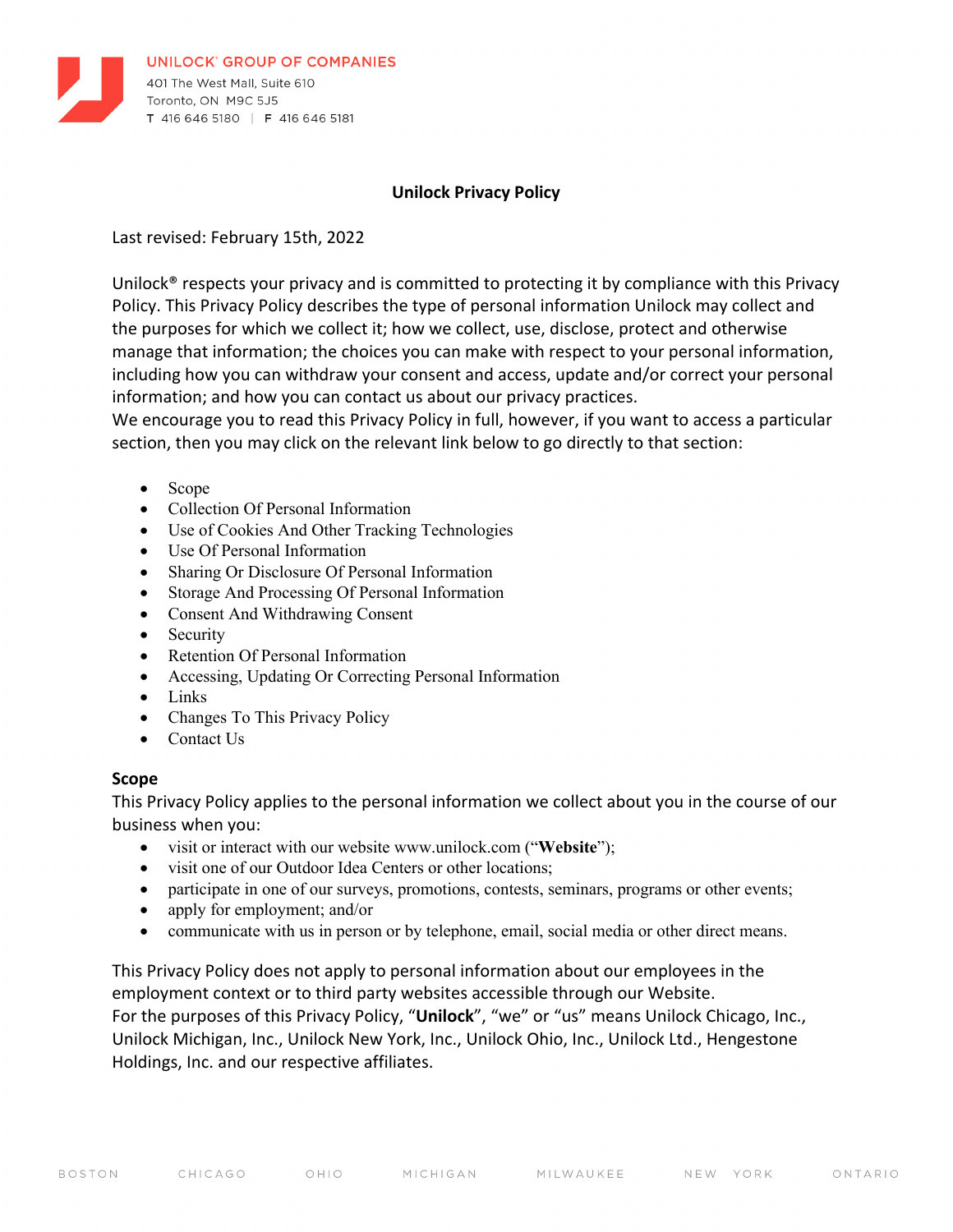UNILOCK® GROUP OF COMPANIES
401 The West Mall, Suite 610
Toronto, ON M9C 5J5
T 416 646 5180 | F 416 646 5181

# Unilock Privacy Policy

Last revised: February 15th, 2022

Unilock® respects your privacy and is committed to protecting it by compliance with this Privacy Policy. This Privacy Policy describes the type of personal information Unilock may collect and the purposes for which we collect it; how we collect, use, disclose, protect and otherwise manage that information; the choices you can make with respect to your personal information, including how you can withdraw your consent and access, update and/or correct your personal information; and how you can contact us about our privacy practices.

We encourage you to read this Privacy Policy in full, however, if you want to access a particular section, then you may click on the relevant link below to go directly to that section:

- Scope
- Collection Of Personal Information
- Use of Cookies And Other Tracking Technologies
- Use Of Personal Information
- Sharing Or Disclosure Of Personal Information
- Storage And Processing Of Personal Information
- Consent And Withdrawing Consent
- Security
- Retention Of Personal Information
- Accessing, Updating Or Correcting Personal Information
- Links
- Changes To This Privacy Policy
- Contact Us

## Scope

This Privacy Policy applies to the personal information we collect about you in the course of our business when you:

- visit or interact with our website www.unilock.com ("**Website**");
- visit one of our Outdoor Idea Centers or other locations;
- participate in one of our surveys, promotions, contests, seminars, programs or other events;
- apply for employment; and/or
- communicate with us in person or by telephone, email, social media or other direct means.

This Privacy Policy does not apply to personal information about our employees in the employment context or to third party websites accessible through our Website.

For the purposes of this Privacy Policy, "**Unilock**", "we" or "us" means Unilock Chicago, Inc., Unilock Michigan, Inc., Unilock New York, Inc., Unilock Ohio, Inc., Unilock Ltd., Hengestone Holdings, Inc. and our respective affiliates.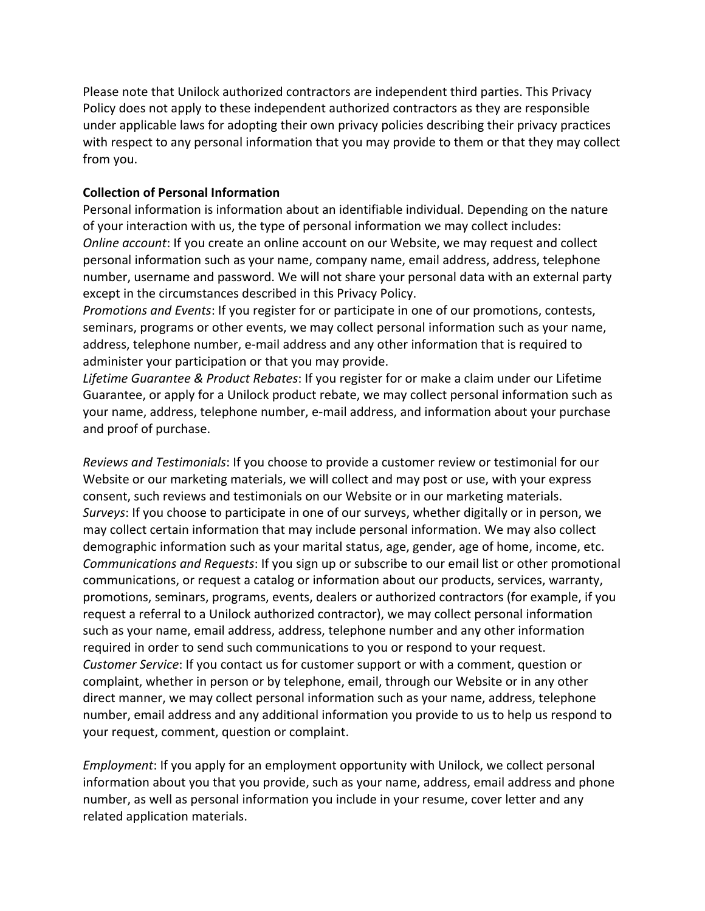Please note that Unilock authorized contractors are independent third parties. This Privacy Policy does not apply to these independent authorized contractors as they are responsible under applicable laws for adopting their own privacy policies describing their privacy practices with respect to any personal information that you may provide to them or that they may collect from you.

**Collection of Personal Information**

Personal information is information about an identifiable individual. Depending on the nature of your interaction with us, the type of personal information we may collect includes:

*Online account*: If you create an online account on our Website, we may request and collect personal information such as your name, company name, email address, address, telephone number, username and password. We will not share your personal data with an external party except in the circumstances described in this Privacy Policy.

*Promotions and Events*: If you register for or participate in one of our promotions, contests, seminars, programs or other events, we may collect personal information such as your name, address, telephone number, e-mail address and any other information that is required to administer your participation or that you may provide.

*Lifetime Guarantee & Product Rebates*: If you register for or make a claim under our Lifetime Guarantee, or apply for a Unilock product rebate, we may collect personal information such as your name, address, telephone number, e-mail address, and information about your purchase and proof of purchase.

*Reviews and Testimonials*: If you choose to provide a customer review or testimonial for our Website or our marketing materials, we will collect and may post or use, with your express consent, such reviews and testimonials on our Website or in our marketing materials.

*Surveys*: If you choose to participate in one of our surveys, whether digitally or in person, we may collect certain information that may include personal information. We may also collect demographic information such as your marital status, age, gender, age of home, income, etc.

*Communications and Requests*: If you sign up or subscribe to our email list or other promotional communications, or request a catalog or information about our products, services, warranty, promotions, seminars, programs, events, dealers or authorized contractors (for example, if you request a referral to a Unilock authorized contractor), we may collect personal information such as your name, email address, address, telephone number and any other information required in order to send such communications to you or respond to your request.

*Customer Service*: If you contact us for customer support or with a comment, question or complaint, whether in person or by telephone, email, through our Website or in any other direct manner, we may collect personal information such as your name, address, telephone number, email address and any additional information you provide to us to help us respond to your request, comment, question or complaint.

*Employment*: If you apply for an employment opportunity with Unilock, we collect personal information about you that you provide, such as your name, address, email address and phone number, as well as personal information you include in your resume, cover letter and any related application materials.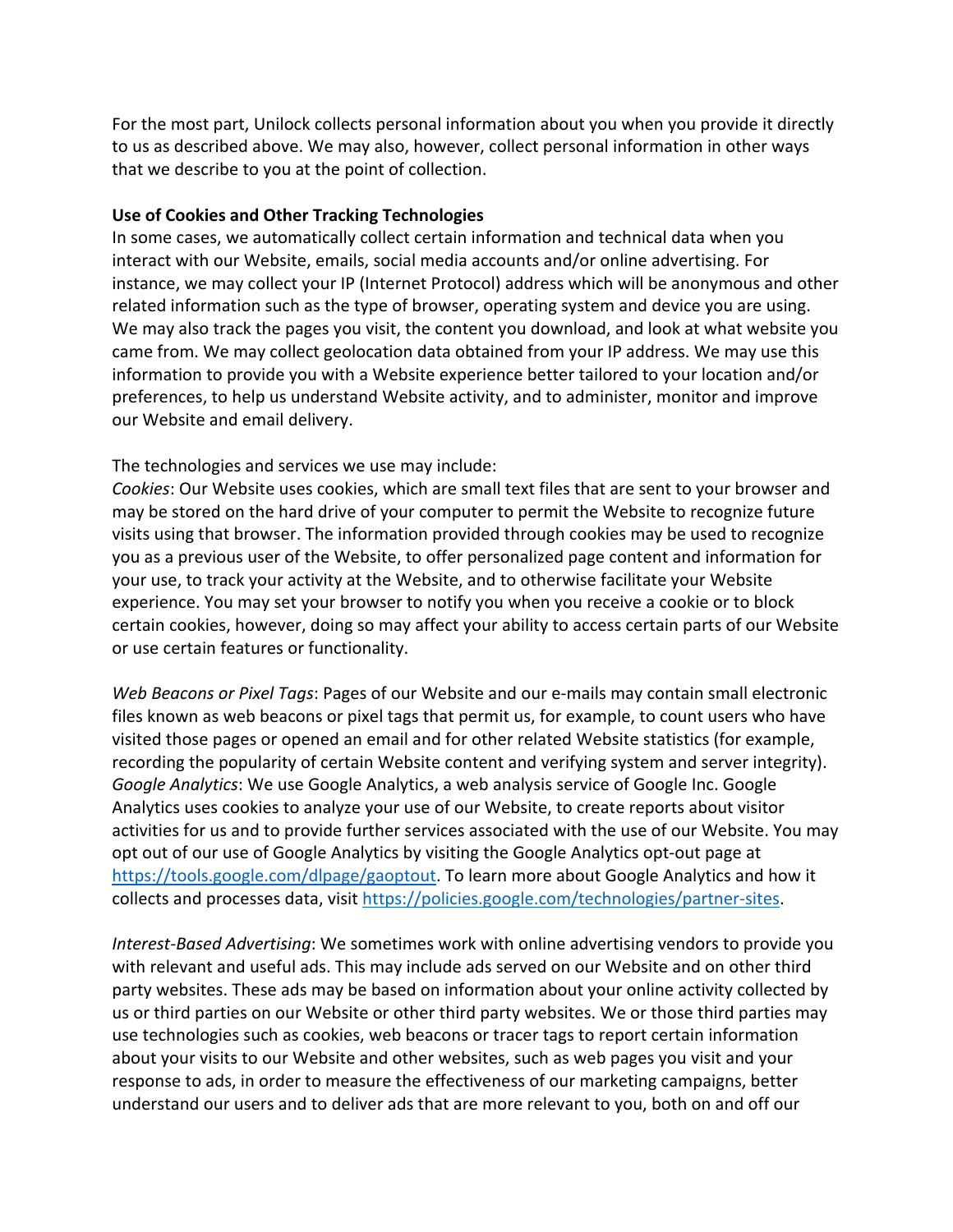For the most part, Unilock collects personal information about you when you provide it directly to us as described above. We may also, however, collect personal information in other ways that we describe to you at the point of collection.

**Use of Cookies and Other Tracking Technologies**

In some cases, we automatically collect certain information and technical data when you interact with our Website, emails, social media accounts and/or online advertising. For instance, we may collect your IP (Internet Protocol) address which will be anonymous and other related information such as the type of browser, operating system and device you are using. We may also track the pages you visit, the content you download, and look at what website you came from. We may collect geolocation data obtained from your IP address. We may use this information to provide you with a Website experience better tailored to your location and/or preferences, to help us understand Website activity, and to administer, monitor and improve our Website and email delivery.

The technologies and services we use may include:

*Cookies*: Our Website uses cookies, which are small text files that are sent to your browser and may be stored on the hard drive of your computer to permit the Website to recognize future visits using that browser. The information provided through cookies may be used to recognize you as a previous user of the Website, to offer personalized page content and information for your use, to track your activity at the Website, and to otherwise facilitate your Website experience. You may set your browser to notify you when you receive a cookie or to block certain cookies, however, doing so may affect your ability to access certain parts of our Website or use certain features or functionality.

*Web Beacons or Pixel Tags*: Pages of our Website and our e-mails may contain small electronic files known as web beacons or pixel tags that permit us, for example, to count users who have visited those pages or opened an email and for other related Website statistics (for example, recording the popularity of certain Website content and verifying system and server integrity).

*Google Analytics*: We use Google Analytics, a web analysis service of Google Inc. Google Analytics uses cookies to analyze your use of our Website, to create reports about visitor activities for us and to provide further services associated with the use of our Website. You may opt out of our use of Google Analytics by visiting the Google Analytics opt-out page at [https://tools.google.com/dlpage/gaoptout](https://tools.google.com/dlpage/gaoptout). To learn more about Google Analytics and how it collects and processes data, visit [https://policies.google.com/technologies/partner-sites](https://policies.google.com/technologies/partner-sites).

*Interest-Based Advertising*: We sometimes work with online advertising vendors to provide you with relevant and useful ads. This may include ads served on our Website and on other third party websites. These ads may be based on information about your online activity collected by us or third parties on our Website or other third party websites. We or those third parties may use technologies such as cookies, web beacons or tracer tags to report certain information about your visits to our Website and other websites, such as web pages you visit and your response to ads, in order to measure the effectiveness of our marketing campaigns, better understand our users and to deliver ads that are more relevant to you, both on and off our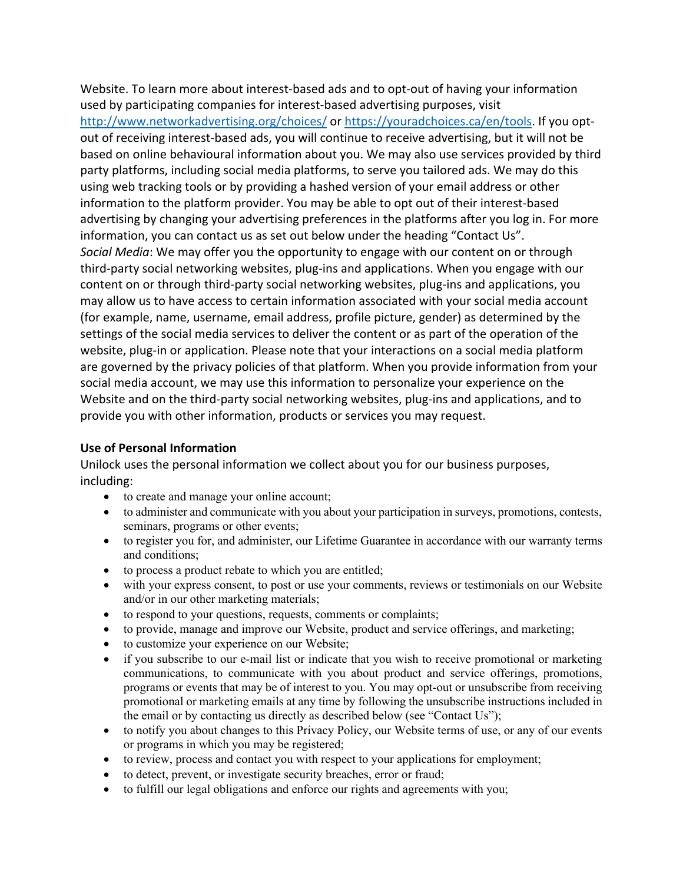Website. To learn more about interest-based ads and to opt-out of having your information used by participating companies for interest-based advertising purposes, visit [http://www.networkadvertising.org/choices/](http://www.networkadvertising.org/choices/) or [https://youradchoices.ca/en/tools](https://youradchoices.ca/en/tools). If you opt-out of receiving interest-based ads, you will continue to receive advertising, but it will not be based on online behavioural information about you. We may also use services provided by third party platforms, including social media platforms, to serve you tailored ads. We may do this using web tracking tools or by providing a hashed version of your email address or other information to the platform provider. You may be able to opt out of their interest-based advertising by changing your advertising preferences in the platforms after you log in. For more information, you can contact us as set out below under the heading "Contact Us".

*Social Media*: We may offer you the opportunity to engage with our content on or through third-party social networking websites, plug-ins and applications. When you engage with our content on or through third-party social networking websites, plug-ins and applications, you may allow us to have access to certain information associated with your social media account (for example, name, username, email address, profile picture, gender) as determined by the settings of the social media services to deliver the content or as part of the operation of the website, plug-in or application. Please note that your interactions on a social media platform are governed by the privacy policies of that platform. When you provide information from your social media account, we may use this information to personalize your experience on the Website and on the third-party social networking websites, plug-ins and applications, and to provide you with other information, products or services you may request.

**Use of Personal Information**

Unilock uses the personal information we collect about you for our business purposes, including:

- to create and manage your online account;
- to administer and communicate with you about your participation in surveys, promotions, contests, seminars, programs or other events;
- to register you for, and administer, our Lifetime Guarantee in accordance with our warranty terms and conditions;
- to process a product rebate to which you are entitled;
- with your express consent, to post or use your comments, reviews or testimonials on our Website and/or in our other marketing materials;
- to respond to your questions, requests, comments or complaints;
- to provide, manage and improve our Website, product and service offerings, and marketing;
- to customize your experience on our Website;
- if you subscribe to our e-mail list or indicate that you wish to receive promotional or marketing communications, to communicate with you about product and service offerings, promotions, programs or events that may be of interest to you. You may opt-out or unsubscribe from receiving promotional or marketing emails at any time by following the unsubscribe instructions included in the email or by contacting us directly as described below (see "Contact Us");
- to notify you about changes to this Privacy Policy, our Website terms of use, or any of our events or programs in which you may be registered;
- to review, process and contact you with respect to your applications for employment;
- to detect, prevent, or investigate security breaches, error or fraud;
- to fulfill our legal obligations and enforce our rights and agreements with you;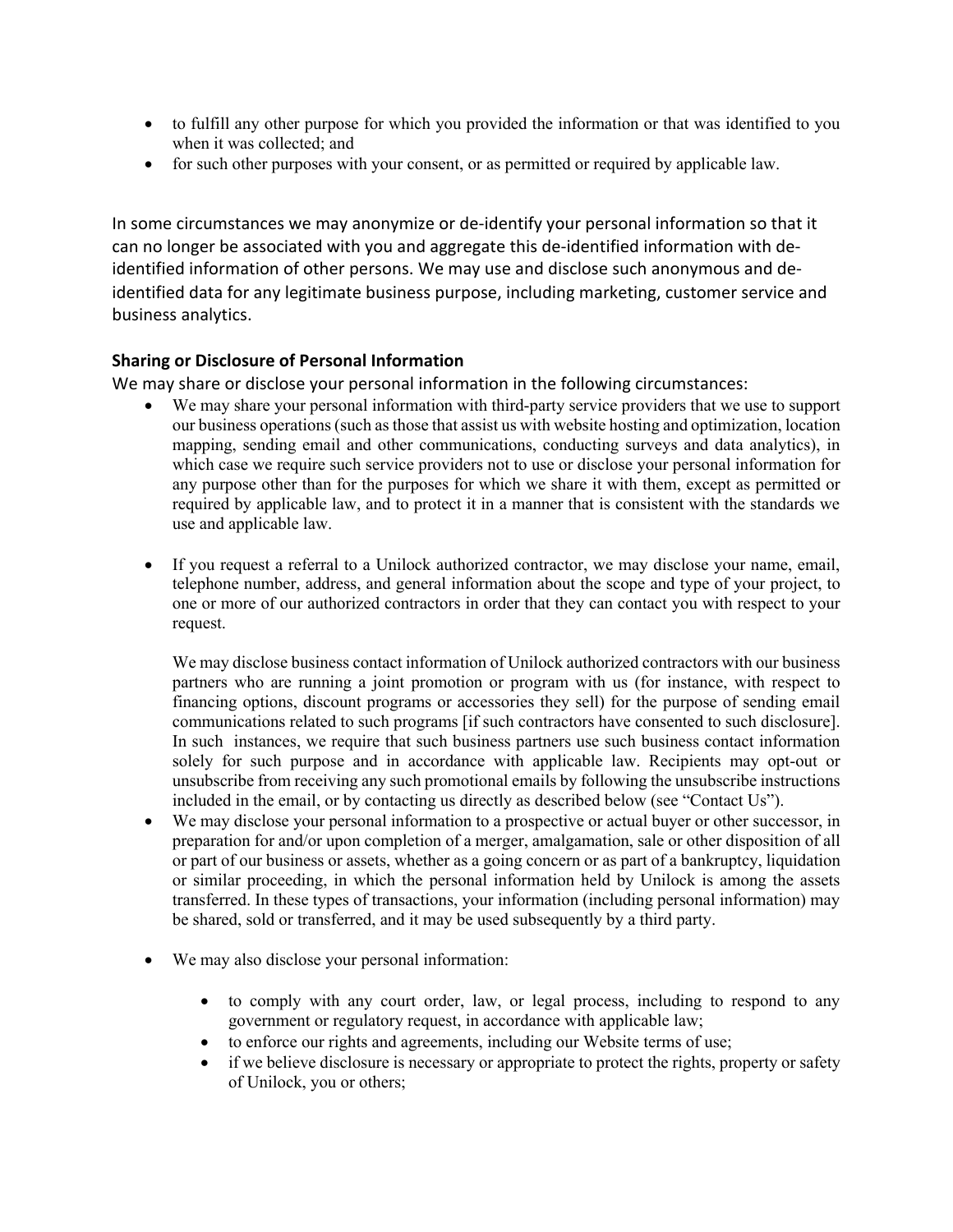- to fulfill any other purpose for which you provided the information or that was identified to you when it was collected; and
- for such other purposes with your consent, or as permitted or required by applicable law.

In some circumstances we may anonymize or de-identify your personal information so that it can no longer be associated with you and aggregate this de-identified information with de-identified information of other persons. We may use and disclose such anonymous and de-identified data for any legitimate business purpose, including marketing, customer service and business analytics.

### Sharing or Disclosure of Personal Information

We may share or disclose your personal information in the following circumstances:

- We may share your personal information with third-party service providers that we use to support our business operations (such as those that assist us with website hosting and optimization, location mapping, sending email and other communications, conducting surveys and data analytics), in which case we require such service providers not to use or disclose your personal information for any purpose other than for the purposes for which we share it with them, except as permitted or required by applicable law, and to protect it in a manner that is consistent with the standards we use and applicable law.

- If you request a referral to a Unilock authorized contractor, we may disclose your name, email, telephone number, address, and general information about the scope and type of your project, to one or more of our authorized contractors in order that they can contact you with respect to your request.

  We may disclose business contact information of Unilock authorized contractors with our business partners who are running a joint promotion or program with us (for instance, with respect to financing options, discount programs or accessories they sell) for the purpose of sending email communications related to such programs [if such contractors have consented to such disclosure]. In such instances, we require that such business partners use such business contact information solely for such purpose and in accordance with applicable law. Recipients may opt-out or unsubscribe from receiving any such promotional emails by following the unsubscribe instructions included in the email, or by contacting us directly as described below (see "Contact Us").
- We may disclose your personal information to a prospective or actual buyer or other successor, in preparation for and/or upon completion of a merger, amalgamation, sale or other disposition of all or part of our business or assets, whether as a going concern or as part of a bankruptcy, liquidation or similar proceeding, in which the personal information held by Unilock is among the assets transferred. In these types of transactions, your information (including personal information) may be shared, sold or transferred, and it may be used subsequently by a third party.

- We may also disclose your personal information:

  - to comply with any court order, law, or legal process, including to respond to any government or regulatory request, in accordance with applicable law;
  - to enforce our rights and agreements, including our Website terms of use;
  - if we believe disclosure is necessary or appropriate to protect the rights, property or safety of Unilock, you or others;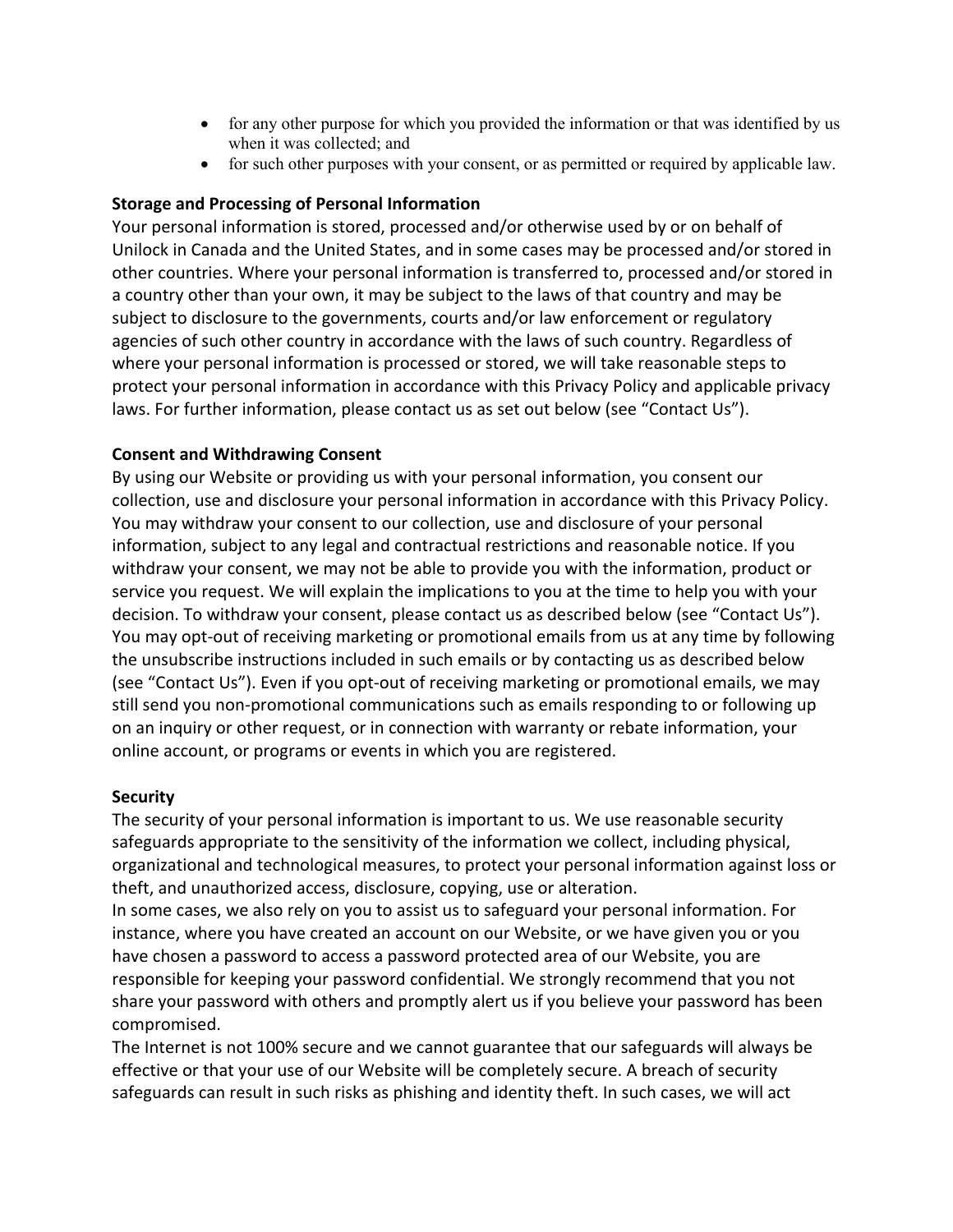- for any other purpose for which you provided the information or that was identified by us when it was collected; and
- for such other purposes with your consent, or as permitted or required by applicable law.

**Storage and Processing of Personal Information**

Your personal information is stored, processed and/or otherwise used by or on behalf of Unilock in Canada and the United States, and in some cases may be processed and/or stored in other countries. Where your personal information is transferred to, processed and/or stored in a country other than your own, it may be subject to the laws of that country and may be subject to disclosure to the governments, courts and/or law enforcement or regulatory agencies of such other country in accordance with the laws of such country. Regardless of where your personal information is processed or stored, we will take reasonable steps to protect your personal information in accordance with this Privacy Policy and applicable privacy laws. For further information, please contact us as set out below (see "Contact Us").

**Consent and Withdrawing Consent**

By using our Website or providing us with your personal information, you consent our collection, use and disclosure your personal information in accordance with this Privacy Policy. You may withdraw your consent to our collection, use and disclosure of your personal information, subject to any legal and contractual restrictions and reasonable notice. If you withdraw your consent, we may not be able to provide you with the information, product or service you request. We will explain the implications to you at the time to help you with your decision. To withdraw your consent, please contact us as described below (see "Contact Us"). You may opt-out of receiving marketing or promotional emails from us at any time by following the unsubscribe instructions included in such emails or by contacting us as described below (see "Contact Us"). Even if you opt-out of receiving marketing or promotional emails, we may still send you non-promotional communications such as emails responding to or following up on an inquiry or other request, or in connection with warranty or rebate information, your online account, or programs or events in which you are registered.

**Security**

The security of your personal information is important to us. We use reasonable security safeguards appropriate to the sensitivity of the information we collect, including physical, organizational and technological measures, to protect your personal information against loss or theft, and unauthorized access, disclosure, copying, use or alteration.

In some cases, we also rely on you to assist us to safeguard your personal information. For instance, where you have created an account on our Website, or we have given you or you have chosen a password to access a password protected area of our Website, you are responsible for keeping your password confidential. We strongly recommend that you not share your password with others and promptly alert us if you believe your password has been compromised.

The Internet is not 100% secure and we cannot guarantee that our safeguards will always be effective or that your use of our Website will be completely secure. A breach of security safeguards can result in such risks as phishing and identity theft. In such cases, we will act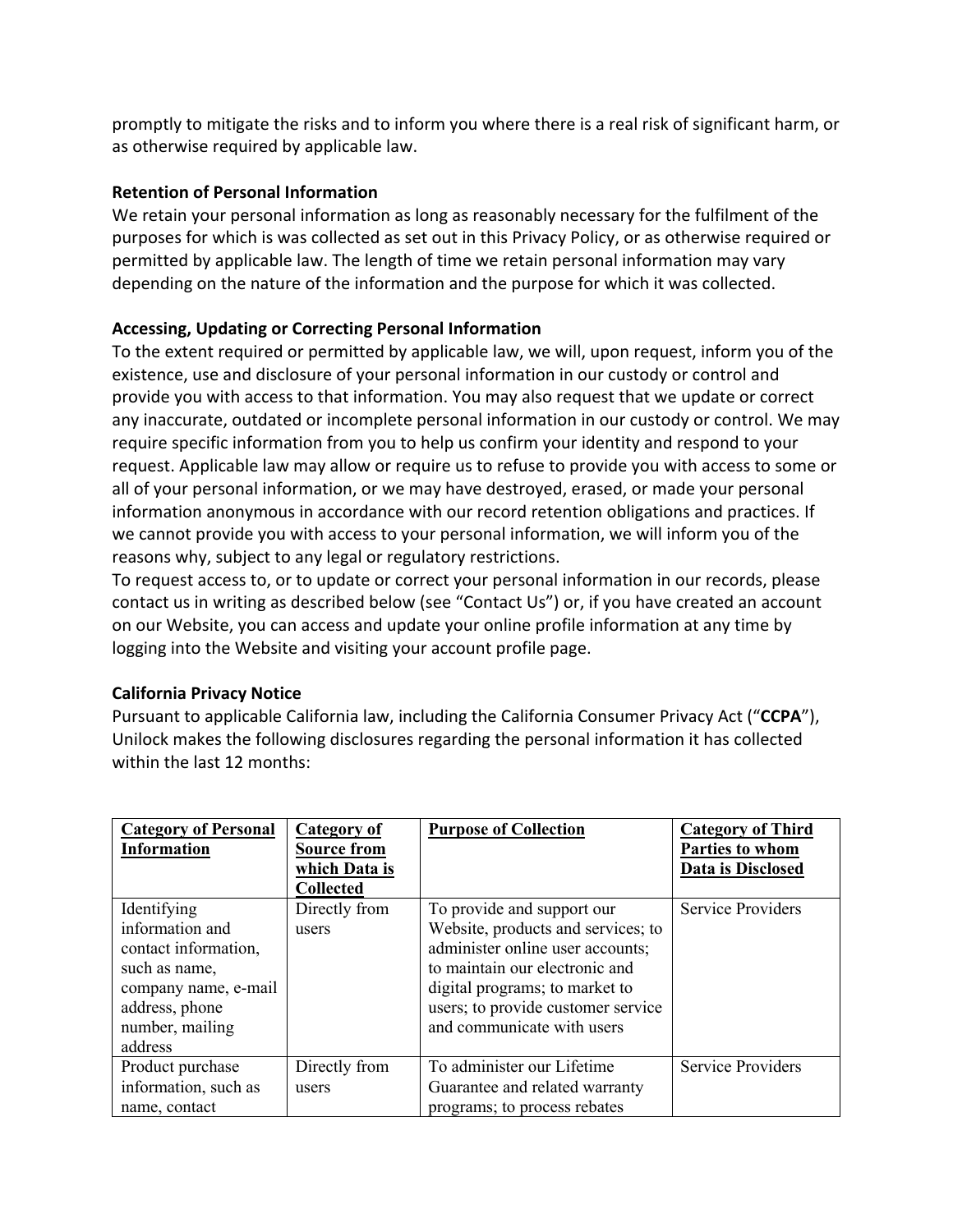promptly to mitigate the risks and to inform you where there is a real risk of significant harm, or as otherwise required by applicable law.

**Retention of Personal Information**

We retain your personal information as long as reasonably necessary for the fulfilment of the purposes for which is was collected as set out in this Privacy Policy, or as otherwise required or permitted by applicable law. The length of time we retain personal information may vary depending on the nature of the information and the purpose for which it was collected.

**Accessing, Updating or Correcting Personal Information**

To the extent required or permitted by applicable law, we will, upon request, inform you of the existence, use and disclosure of your personal information in our custody or control and provide you with access to that information. You may also request that we update or correct any inaccurate, outdated or incomplete personal information in our custody or control. We may require specific information from you to help us confirm your identity and respond to your request. Applicable law may allow or require us to refuse to provide you with access to some or all of your personal information, or we may have destroyed, erased, or made your personal information anonymous in accordance with our record retention obligations and practices. If we cannot provide you with access to your personal information, we will inform you of the reasons why, subject to any legal or regulatory restrictions.

To request access to, or to update or correct your personal information in our records, please contact us in writing as described below (see "Contact Us") or, if you have created an account on our Website, you can access and update your online profile information at any time by logging into the Website and visiting your account profile page.

**California Privacy Notice**

Pursuant to applicable California law, including the California Consumer Privacy Act ("**CCPA**"), Unilock makes the following disclosures regarding the personal information it has collected within the last 12 months:

| Category of Personal Information | Category of Source from which Data is Collected | Purpose of Collection | Category of Third Parties to whom Data is Disclosed |
|---|---|---|---|
| Identifying information and contact information, such as name, company name, e-mail address, phone number, mailing address | Directly from users | To provide and support our Website, products and services; to administer online user accounts; to maintain our electronic and digital programs; to market to users; to provide customer service and communicate with users | Service Providers |
| Product purchase information, such as name, contact | Directly from users | To administer our Lifetime Guarantee and related warranty programs; to process rebates | Service Providers |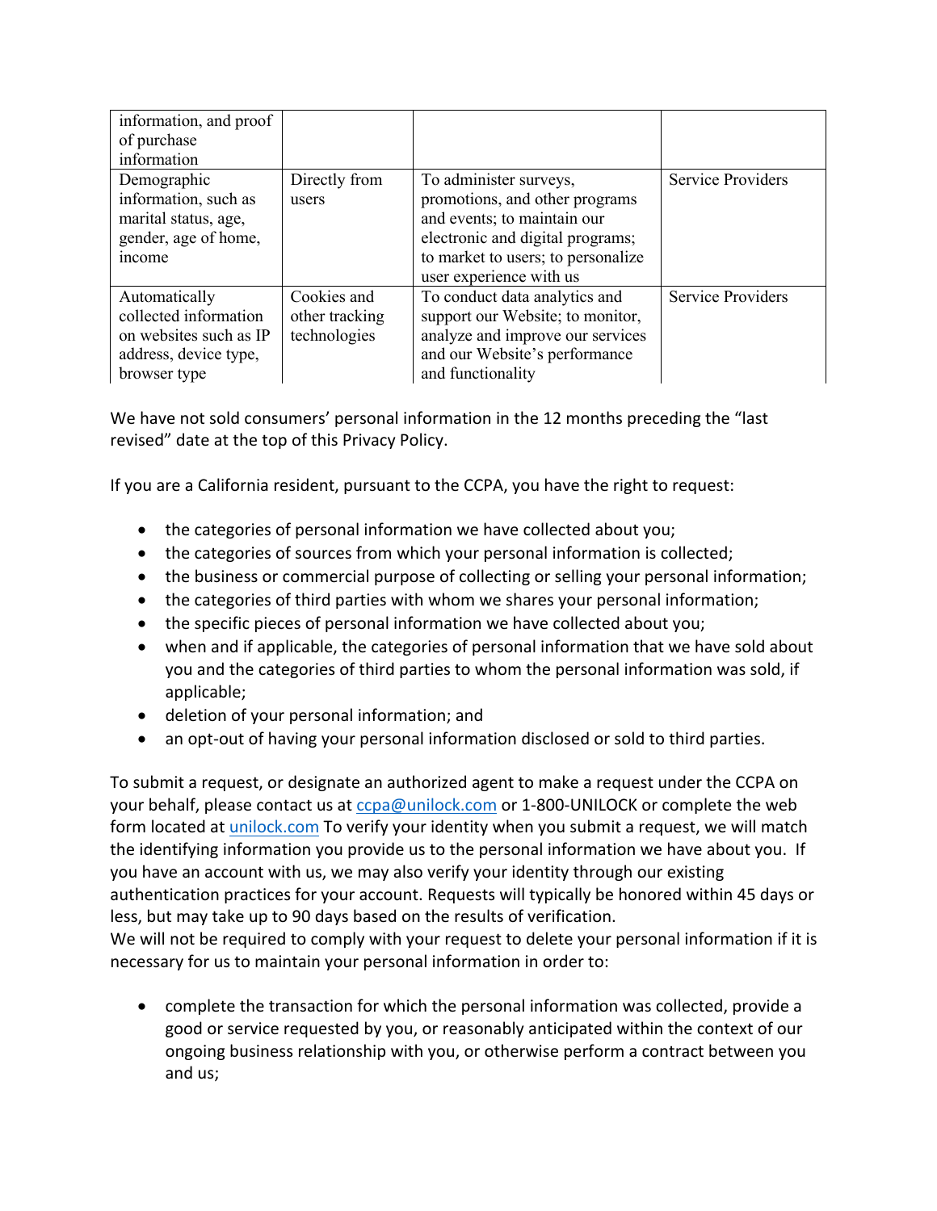| | | | |
|---|---|---|---|
| information, and proof of purchase information | | | |
| Demographic information, such as marital status, age, gender, age of home, income | Directly from users | To administer surveys, promotions, and other programs and events; to maintain our electronic and digital programs; to market to users; to personalize user experience with us | Service Providers |
| Automatically collected information on websites such as IP address, device type, browser type | Cookies and other tracking technologies | To conduct data analytics and support our Website; to monitor, analyze and improve our services and our Website's performance and functionality | Service Providers |

We have not sold consumers' personal information in the 12 months preceding the "last revised" date at the top of this Privacy Policy.

If you are a California resident, pursuant to the CCPA, you have the right to request:

- the categories of personal information we have collected about you;
- the categories of sources from which your personal information is collected;
- the business or commercial purpose of collecting or selling your personal information;
- the categories of third parties with whom we shares your personal information;
- the specific pieces of personal information we have collected about you;
- when and if applicable, the categories of personal information that we have sold about you and the categories of third parties to whom the personal information was sold, if applicable;
- deletion of your personal information; and
- an opt-out of having your personal information disclosed or sold to third parties.

To submit a request, or designate an authorized agent to make a request under the CCPA on your behalf, please contact us at ccpa@unilock.com or 1-800-UNILOCK or complete the web form located at unilock.com To verify your identity when you submit a request, we will match the identifying information you provide us to the personal information we have about you. If you have an account with us, we may also verify your identity through our existing authentication practices for your account. Requests will typically be honored within 45 days or less, but may take up to 90 days based on the results of verification.
We will not be required to comply with your request to delete your personal information if it is necessary for us to maintain your personal information in order to:

- complete the transaction for which the personal information was collected, provide a good or service requested by you, or reasonably anticipated within the context of our ongoing business relationship with you, or otherwise perform a contract between you and us;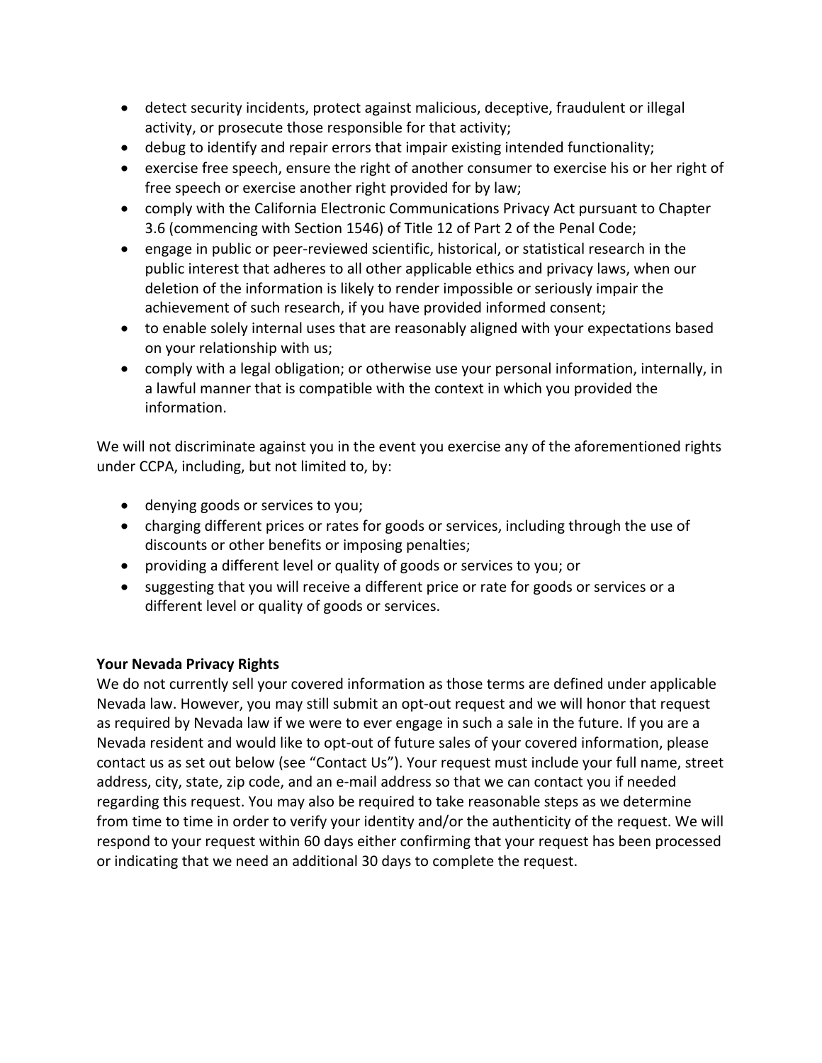- detect security incidents, protect against malicious, deceptive, fraudulent or illegal activity, or prosecute those responsible for that activity;
- debug to identify and repair errors that impair existing intended functionality;
- exercise free speech, ensure the right of another consumer to exercise his or her right of free speech or exercise another right provided for by law;
- comply with the California Electronic Communications Privacy Act pursuant to Chapter 3.6 (commencing with Section 1546) of Title 12 of Part 2 of the Penal Code;
- engage in public or peer-reviewed scientific, historical, or statistical research in the public interest that adheres to all other applicable ethics and privacy laws, when our deletion of the information is likely to render impossible or seriously impair the achievement of such research, if you have provided informed consent;
- to enable solely internal uses that are reasonably aligned with your expectations based on your relationship with us;
- comply with a legal obligation; or otherwise use your personal information, internally, in a lawful manner that is compatible with the context in which you provided the information.

We will not discriminate against you in the event you exercise any of the aforementioned rights under CCPA, including, but not limited to, by:

- denying goods or services to you;
- charging different prices or rates for goods or services, including through the use of discounts or other benefits or imposing penalties;
- providing a different level or quality of goods or services to you; or
- suggesting that you will receive a different price or rate for goods or services or a different level or quality of goods or services.

**Your Nevada Privacy Rights**

We do not currently sell your covered information as those terms are defined under applicable Nevada law. However, you may still submit an opt-out request and we will honor that request as required by Nevada law if we were to ever engage in such a sale in the future. If you are a Nevada resident and would like to opt-out of future sales of your covered information, please contact us as set out below (see "Contact Us"). Your request must include your full name, street address, city, state, zip code, and an e-mail address so that we can contact you if needed regarding this request. You may also be required to take reasonable steps as we determine from time to time in order to verify your identity and/or the authenticity of the request. We will respond to your request within 60 days either confirming that your request has been processed or indicating that we need an additional 30 days to complete the request.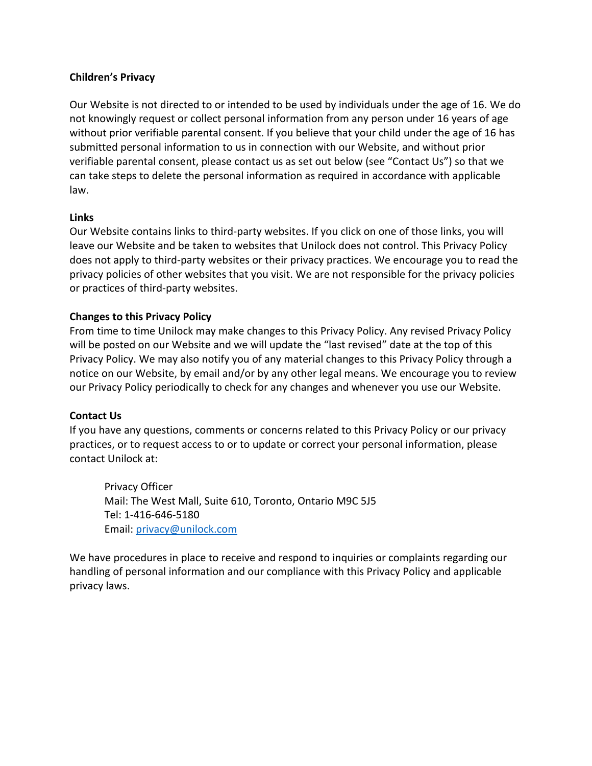**Children's Privacy**

Our Website is not directed to or intended to be used by individuals under the age of 16. We do not knowingly request or collect personal information from any person under 16 years of age without prior verifiable parental consent. If you believe that your child under the age of 16 has submitted personal information to us in connection with our Website, and without prior verifiable parental consent, please contact us as set out below (see "Contact Us") so that we can take steps to delete the personal information as required in accordance with applicable law.

**Links**

Our Website contains links to third-party websites. If you click on one of those links, you will leave our Website and be taken to websites that Unilock does not control. This Privacy Policy does not apply to third-party websites or their privacy practices. We encourage you to read the privacy policies of other websites that you visit. We are not responsible for the privacy policies or practices of third-party websites.

**Changes to this Privacy Policy**

From time to time Unilock may make changes to this Privacy Policy. Any revised Privacy Policy will be posted on our Website and we will update the "last revised" date at the top of this Privacy Policy. We may also notify you of any material changes to this Privacy Policy through a notice on our Website, by email and/or by any other legal means. We encourage you to review our Privacy Policy periodically to check for any changes and whenever you use our Website.

**Contact Us**

If you have any questions, comments or concerns related to this Privacy Policy or our privacy practices, or to request access to or to update or correct your personal information, please contact Unilock at:

> Privacy Officer
> Mail: The West Mall, Suite 610, Toronto, Ontario M9C 5J5
> Tel: 1-416-646-5180
> Email: privacy@unilock.com

We have procedures in place to receive and respond to inquiries or complaints regarding our handling of personal information and our compliance with this Privacy Policy and applicable privacy laws.